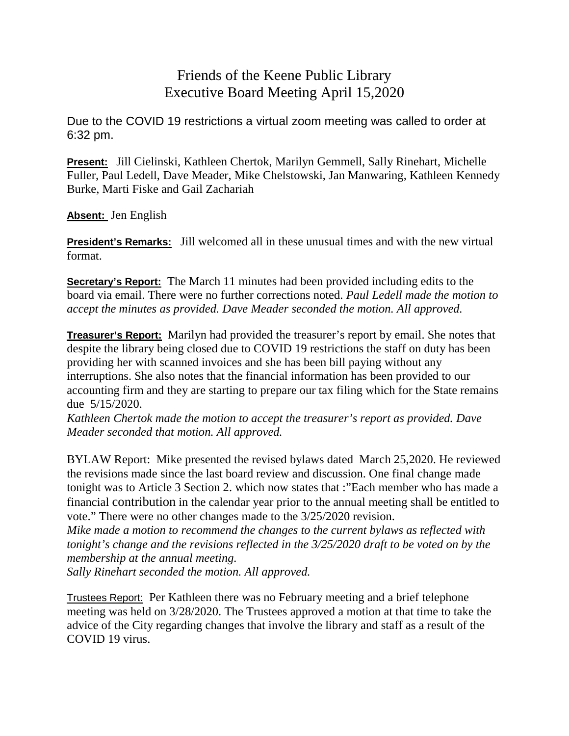# Friends of the Keene Public Library
# Executive Board Meeting April 15,2020

Due to the COVID 19 restrictions a virtual zoom meeting was called to order at 6:32 pm.

**Present:** Jill Cielinski, Kathleen Chertok, Marilyn Gemmell, Sally Rinehart, Michelle Fuller, Paul Ledell, Dave Meader, Mike Chelstowski, Jan Manwaring, Kathleen Kennedy Burke, Marti Fiske and Gail Zachariah

**Absent:** Jen English

**President's Remarks:** Jill welcomed all in these unusual times and with the new virtual format.

**Secretary's Report:** The March 11 minutes had been provided including edits to the board via email. There were no further corrections noted. *Paul Ledell made the motion to accept the minutes as provided. Dave Meader seconded the motion. All approved.*

**Treasurer's Report:** Marilyn had provided the treasurer's report by email. She notes that despite the library being closed due to COVID 19 restrictions the staff on duty has been providing her with scanned invoices and she has been bill paying without any interruptions. She also notes that the financial information has been provided to our accounting firm and they are starting to prepare our tax filing which for the State remains due 5/15/2020.

*Kathleen Chertok made the motion to accept the treasurer's report as provided. Dave Meader seconded that motion. All approved.*

BYLAW Report: Mike presented the revised bylaws dated March 25,2020. He reviewed the revisions made since the last board review and discussion. One final change made tonight was to Article 3 Section 2. which now states that :"Each member who has made a financial contribution in the calendar year prior to the annual meeting shall be entitled to vote." There were no other changes made to the 3/25/2020 revision.

*Mike made a motion to recommend the changes to the current bylaws as reflected with tonight's change and the revisions reflected in the 3/25/2020 draft to be voted on by the membership at the annual meeting.*

*Sally Rinehart seconded the motion. All approved.*

Trustees Report: Per Kathleen there was no February meeting and a brief telephone meeting was held on 3/28/2020. The Trustees approved a motion at that time to take the advice of the City regarding changes that involve the library and staff as a result of the COVID 19 virus.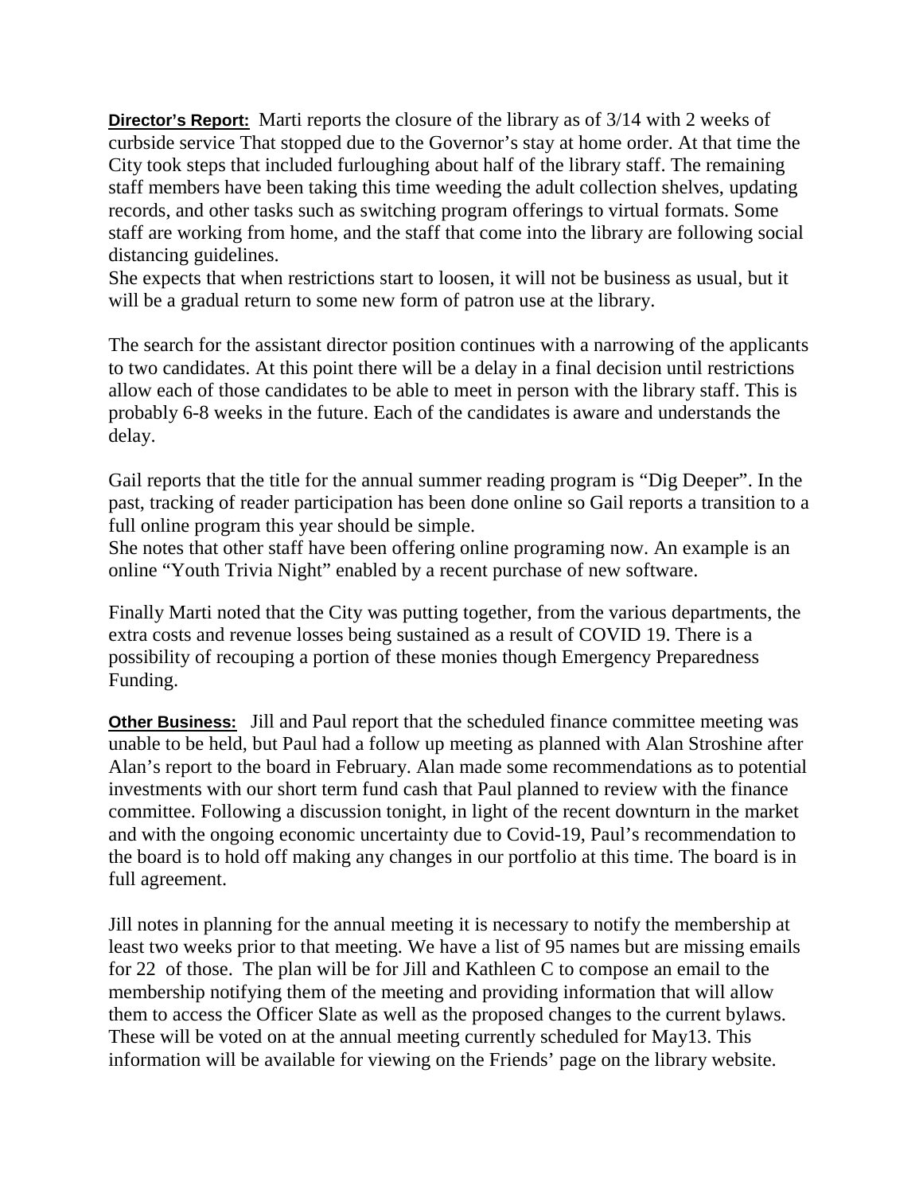**Director's Report:** Marti reports the closure of the library as of 3/14 with 2 weeks of curbside service That stopped due to the Governor's stay at home order. At that time the City took steps that included furloughing about half of the library staff. The remaining staff members have been taking this time weeding the adult collection shelves, updating records, and other tasks such as switching program offerings to virtual formats. Some staff are working from home, and the staff that come into the library are following social distancing guidelines.
She expects that when restrictions start to loosen, it will not be business as usual, but it will be a gradual return to some new form of patron use at the library.

The search for the assistant director position continues with a narrowing of the applicants to two candidates. At this point there will be a delay in a final decision until restrictions allow each of those candidates to be able to meet in person with the library staff. This is probably 6-8 weeks in the future. Each of the candidates is aware and understands the delay.

Gail reports that the title for the annual summer reading program is "Dig Deeper". In the past, tracking of reader participation has been done online so Gail reports a transition to a full online program this year should be simple.
She notes that other staff have been offering online programing now. An example is an online "Youth Trivia Night" enabled by a recent purchase of new software.

Finally Marti noted that the City was putting together, from the various departments, the extra costs and revenue losses being sustained as a result of COVID 19. There is a possibility of recouping a portion of these monies though Emergency Preparedness Funding.

**Other Business:** Jill and Paul report that the scheduled finance committee meeting was unable to be held, but Paul had a follow up meeting as planned with Alan Stroshine after Alan's report to the board in February. Alan made some recommendations as to potential investments with our short term fund cash that Paul planned to review with the finance committee. Following a discussion tonight, in light of the recent downturn in the market and with the ongoing economic uncertainty due to Covid-19, Paul's recommendation to the board is to hold off making any changes in our portfolio at this time. The board is in full agreement.

Jill notes in planning for the annual meeting it is necessary to notify the membership at least two weeks prior to that meeting. We have a list of 95 names but are missing emails for 22 of those. The plan will be for Jill and Kathleen C to compose an email to the membership notifying them of the meeting and providing information that will allow them to access the Officer Slate as well as the proposed changes to the current bylaws. These will be voted on at the annual meeting currently scheduled for May13. This information will be available for viewing on the Friends' page on the library website.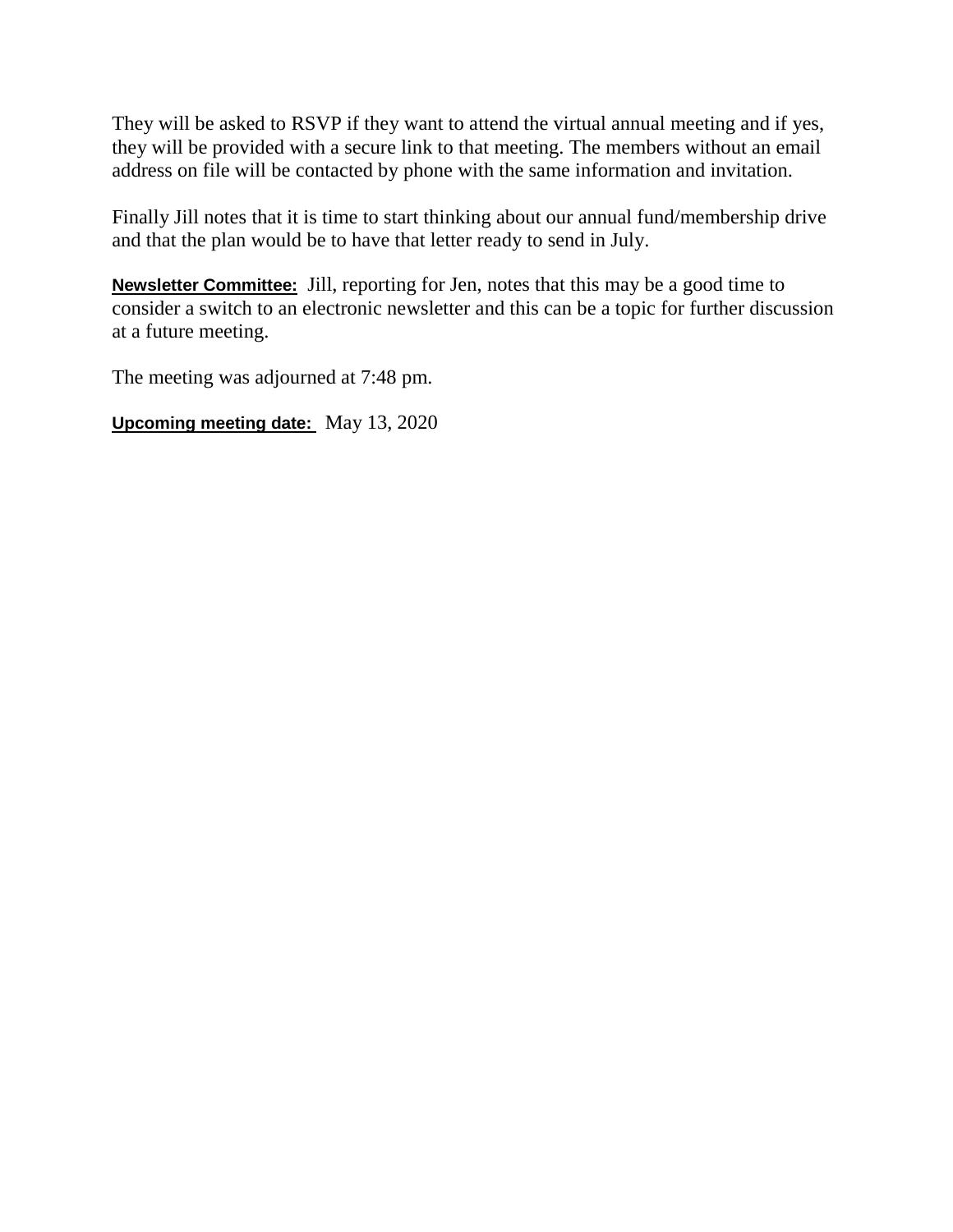They will be asked to RSVP if they want to attend the virtual annual meeting and if yes, they will be provided with a secure link to that meeting. The members without an email address on file will be contacted by phone with the same information and invitation.

Finally Jill notes that it is time to start thinking about our annual fund/membership drive and that the plan would be to have that letter ready to send in July.

**Newsletter Committee:** Jill, reporting for Jen, notes that this may be a good time to consider a switch to an electronic newsletter and this can be a topic for further discussion at a future meeting.

The meeting was adjourned at 7:48 pm.

**Upcoming meeting date:** May 13, 2020